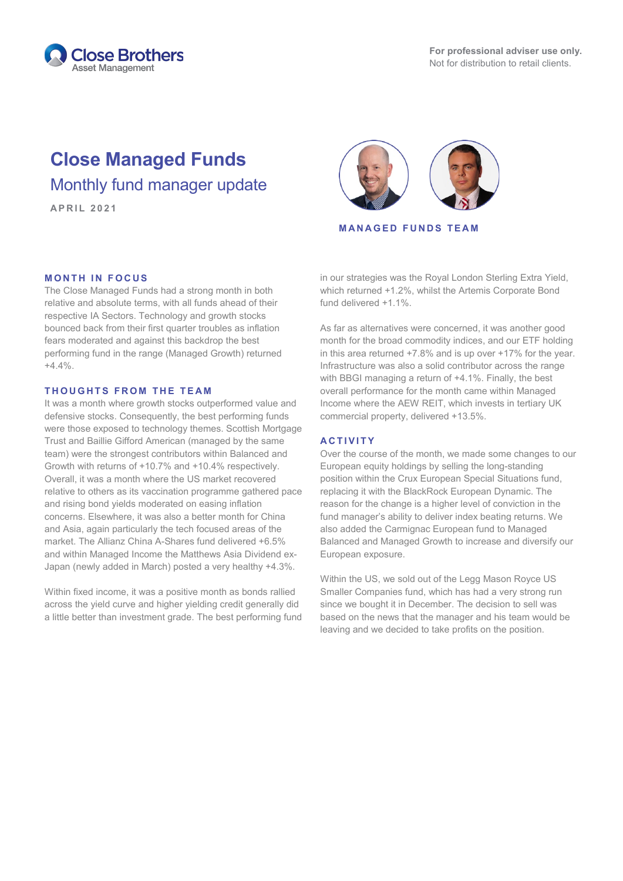Close Brothers Asset Management

**For professional adviser use only.**
Not for distribution to retail clients.

# Close Managed Funds

## Monthly fund manager update

APRIL 2021

MANAGED FUNDS TEAM

### MONTH IN FOCUS

The Close Managed Funds had a strong month in both relative and absolute terms, with all funds ahead of their respective IA Sectors. Technology and growth stocks bounced back from their first quarter troubles as inflation fears moderated and against this backdrop the best performing fund in the range (Managed Growth) returned +4.4%.

### THOUGHTS FROM THE TEAM

It was a month where growth stocks outperformed value and defensive stocks. Consequently, the best performing funds were those exposed to technology themes. Scottish Mortgage Trust and Baillie Gifford American (managed by the same team) were the strongest contributors within Balanced and Growth with returns of +10.7% and +10.4% respectively. Overall, it was a month where the US market recovered relative to others as its vaccination programme gathered pace and rising bond yields moderated on easing inflation concerns. Elsewhere, it was also a better month for China and Asia, again particularly the tech focused areas of the market. The Allianz China A-Shares fund delivered +6.5% and within Managed Income the Matthews Asia Dividend ex-Japan (newly added in March) posted a very healthy +4.3%.

Within fixed income, it was a positive month as bonds rallied across the yield curve and higher yielding credit generally did a little better than investment grade. The best performing fund in our strategies was the Royal London Sterling Extra Yield, which returned +1.2%, whilst the Artemis Corporate Bond fund delivered +1.1%.

As far as alternatives were concerned, it was another good month for the broad commodity indices, and our ETF holding in this area returned +7.8% and is up over +17% for the year. Infrastructure was also a solid contributor across the range with BBGI managing a return of +4.1%. Finally, the best overall performance for the month came within Managed Income where the AEW REIT, which invests in tertiary UK commercial property, delivered +13.5%.

### ACTIVITY

Over the course of the month, we made some changes to our European equity holdings by selling the long-standing position within the Crux European Special Situations fund, replacing it with the BlackRock European Dynamic. The reason for the change is a higher level of conviction in the fund manager's ability to deliver index beating returns. We also added the Carmignac European fund to Managed Balanced and Managed Growth to increase and diversify our European exposure.

Within the US, we sold out of the Legg Mason Royce US Smaller Companies fund, which has had a very strong run since we bought it in December. The decision to sell was based on the news that the manager and his team would be leaving and we decided to take profits on the position.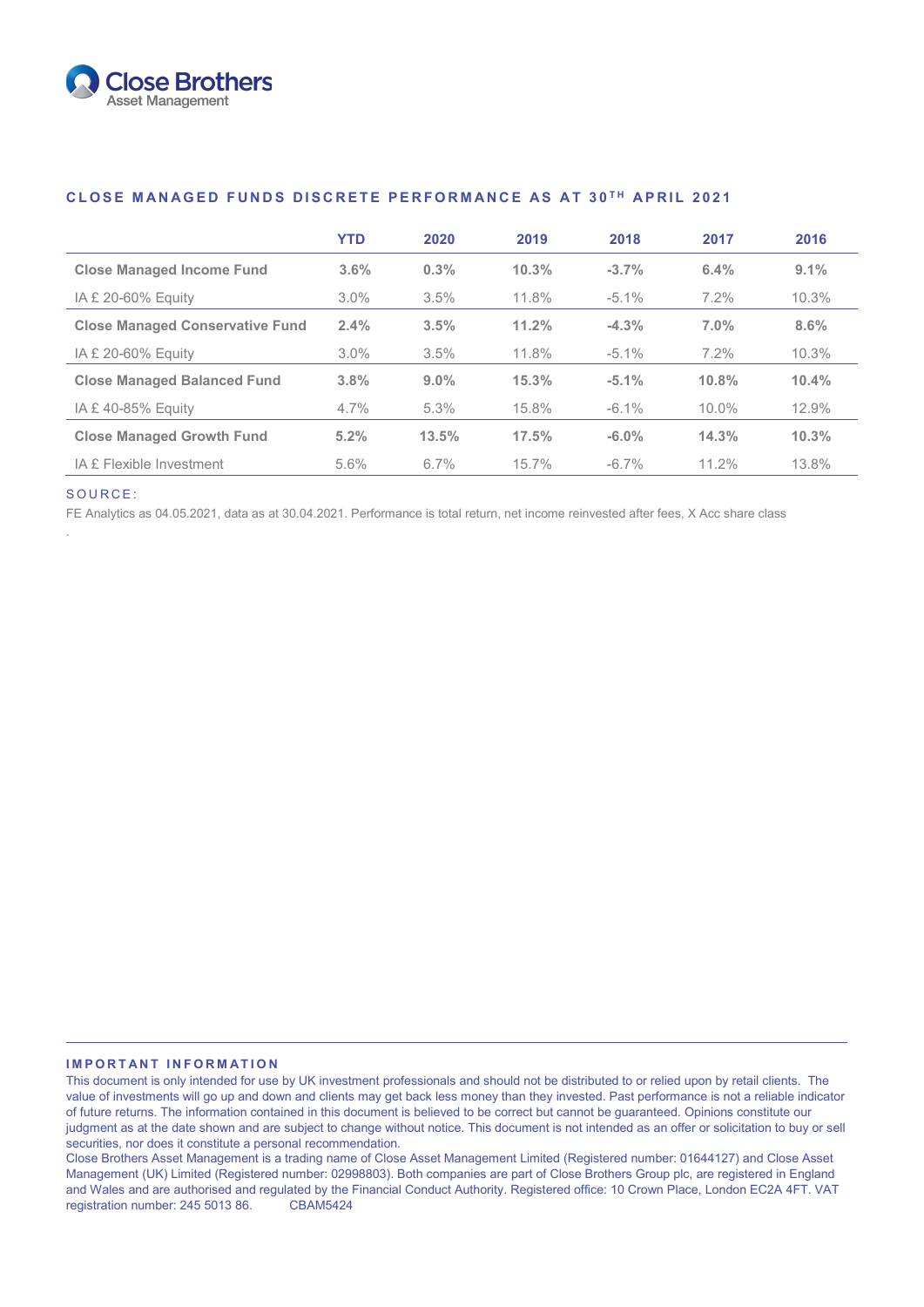Close Brothers
Asset Management

## CLOSE MANAGED FUNDS DISCRETE PERFORMANCE AS AT 30TH APRIL 2021

| | YTD | 2020 | 2019 | 2018 | 2017 | 2016 |
|---|---|---|---|---|---|---|
| **Close Managed Income Fund** | **3.6%** | **0.3%** | **10.3%** | **-3.7%** | **6.4%** | **9.1%** |
| IA £ 20-60% Equity | 3.0% | 3.5% | 11.8% | -5.1% | 7.2% | 10.3% |
| **Close Managed Conservative Fund** | **2.4%** | **3.5%** | **11.2%** | **-4.3%** | **7.0%** | **8.6%** |
| IA £ 20-60% Equity | 3.0% | 3.5% | 11.8% | -5.1% | 7.2% | 10.3% |
| **Close Managed Balanced Fund** | **3.8%** | **9.0%** | **15.3%** | **-5.1%** | **10.8%** | **10.4%** |
| IA £ 40-85% Equity | 4.7% | 5.3% | 15.8% | -6.1% | 10.0% | 12.9% |
| **Close Managed Growth Fund** | **5.2%** | **13.5%** | **17.5%** | **-6.0%** | **14.3%** | **10.3%** |
| IA £ Flexible Investment | 5.6% | 6.7% | 15.7% | -6.7% | 11.2% | 13.8% |

SOURCE:

FE Analytics as 04.05.2021, data as at 30.04.2021. Performance is total return, net income reinvested after fees, X Acc share class

.

**IMPORTANT INFORMATION**

This document is only intended for use by UK investment professionals and should not be distributed to or relied upon by retail clients. The value of investments will go up and down and clients may get back less money than they invested. Past performance is not a reliable indicator of future returns. The information contained in this document is believed to be correct but cannot be guaranteed. Opinions constitute our judgment as at the date shown and are subject to change without notice. This document is not intended as an offer or solicitation to buy or sell securities, nor does it constitute a personal recommendation.

Close Brothers Asset Management is a trading name of Close Asset Management Limited (Registered number: 01644127) and Close Asset Management (UK) Limited (Registered number: 02998803). Both companies are part of Close Brothers Group plc, are registered in England and Wales and are authorised and regulated by the Financial Conduct Authority. Registered office: 10 Crown Place, London EC2A 4FT. VAT registration number: 245 5013 86. CBAM5424